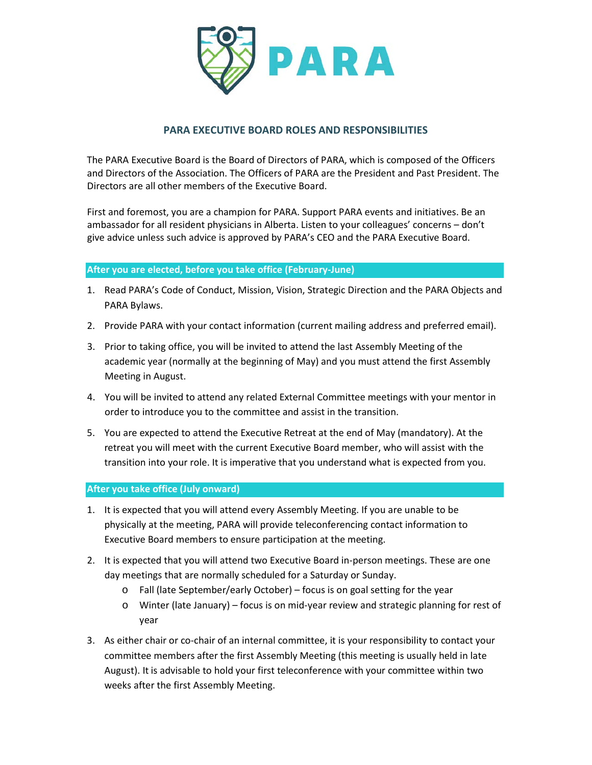# PARA EXECUTIVE BOARD ROLES AND RESPONSIBILITIES

The PARA Executive Board is the Board of Directors of PARA, which is composed of the Officers and Directors of the Association. The Officers of PARA are the President and Past President. The Directors are all other members of the Executive Board.

First and foremost, you are a champion for PARA. Support PARA events and initiatives. Be an ambassador for all resident physicians in Alberta. Listen to your colleagues' concerns – don't give advice unless such advice is approved by PARA's CEO and the PARA Executive Board.

## After you are elected, before you take office (February-June)

1. Read PARA's Code of Conduct, Mission, Vision, Strategic Direction and the PARA Objects and PARA Bylaws.
2. Provide PARA with your contact information (current mailing address and preferred email).
3. Prior to taking office, you will be invited to attend the last Assembly Meeting of the academic year (normally at the beginning of May) and you must attend the first Assembly Meeting in August.
4. You will be invited to attend any related External Committee meetings with your mentor in order to introduce you to the committee and assist in the transition.
5. You are expected to attend the Executive Retreat at the end of May (mandatory). At the retreat you will meet with the current Executive Board member, who will assist with the transition into your role. It is imperative that you understand what is expected from you.

## After you take office (July onward)

1. It is expected that you will attend every Assembly Meeting. If you are unable to be physically at the meeting, PARA will provide teleconferencing contact information to Executive Board members to ensure participation at the meeting.
2. It is expected that you will attend two Executive Board in-person meetings. These are one day meetings that are normally scheduled for a Saturday or Sunday.
   - Fall (late September/early October) – focus is on goal setting for the year
   - Winter (late January) – focus is on mid-year review and strategic planning for rest of year
3. As either chair or co-chair of an internal committee, it is your responsibility to contact your committee members after the first Assembly Meeting (this meeting is usually held in late August). It is advisable to hold your first teleconference with your committee within two weeks after the first Assembly Meeting.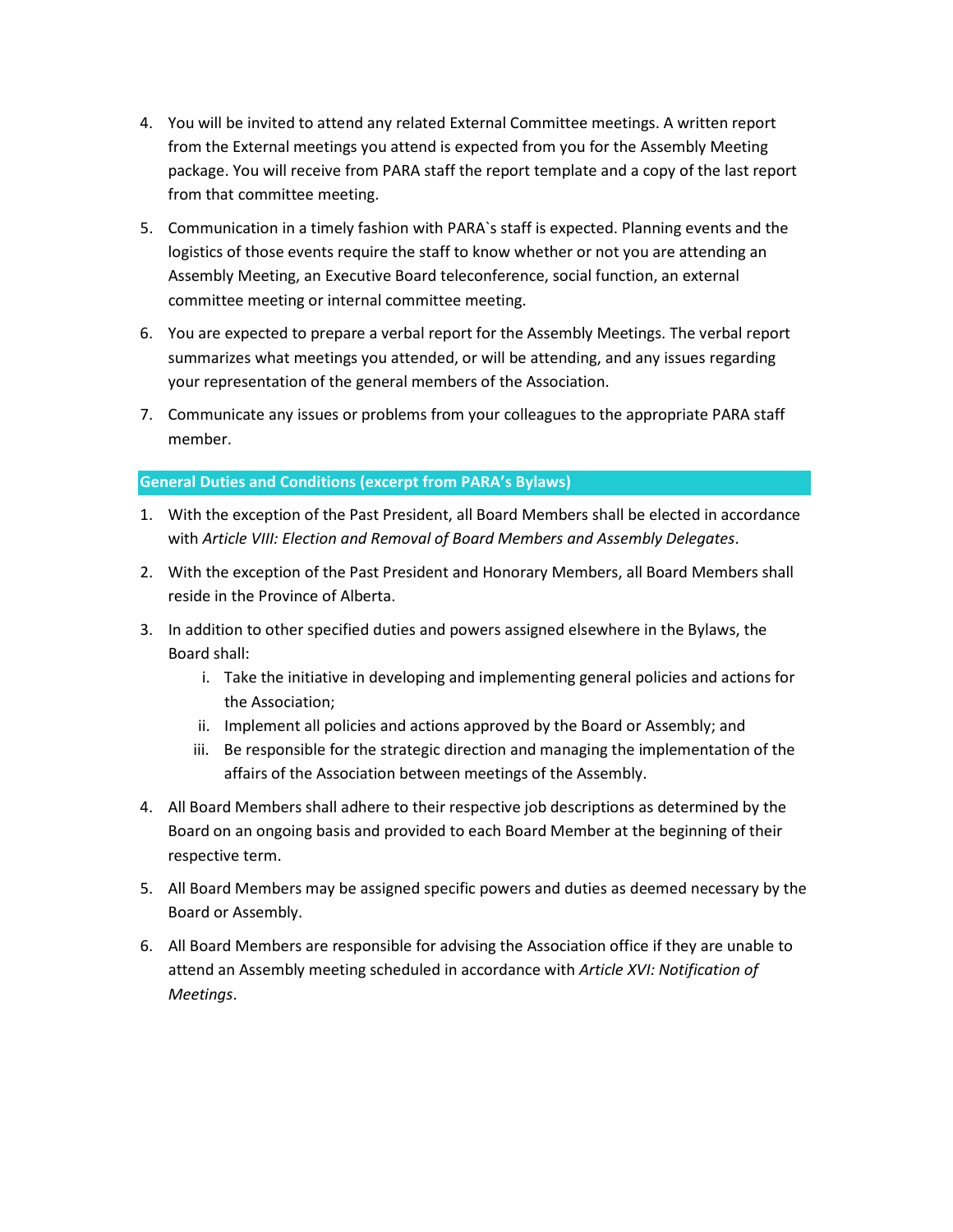4. You will be invited to attend any related External Committee meetings. A written report from the External meetings you attend is expected from you for the Assembly Meeting package. You will receive from PARA staff the report template and a copy of the last report from that committee meeting.

5. Communication in a timely fashion with PARA`s staff is expected. Planning events and the logistics of those events require the staff to know whether or not you are attending an Assembly Meeting, an Executive Board teleconference, social function, an external committee meeting or internal committee meeting.

6. You are expected to prepare a verbal report for the Assembly Meetings. The verbal report summarizes what meetings you attended, or will be attending, and any issues regarding your representation of the general members of the Association.

7. Communicate any issues or problems from your colleagues to the appropriate PARA staff member.

## General Duties and Conditions (excerpt from PARA's Bylaws)

1. With the exception of the Past President, all Board Members shall be elected in accordance with *Article VIII: Election and Removal of Board Members and Assembly Delegates*.

2. With the exception of the Past President and Honorary Members, all Board Members shall reside in the Province of Alberta.

3. In addition to other specified duties and powers assigned elsewhere in the Bylaws, the Board shall:
    i. Take the initiative in developing and implementing general policies and actions for the Association;
    ii. Implement all policies and actions approved by the Board or Assembly; and
    iii. Be responsible for the strategic direction and managing the implementation of the affairs of the Association between meetings of the Assembly.

4. All Board Members shall adhere to their respective job descriptions as determined by the Board on an ongoing basis and provided to each Board Member at the beginning of their respective term.

5. All Board Members may be assigned specific powers and duties as deemed necessary by the Board or Assembly.

6. All Board Members are responsible for advising the Association office if they are unable to attend an Assembly meeting scheduled in accordance with *Article XVI: Notification of Meetings*.